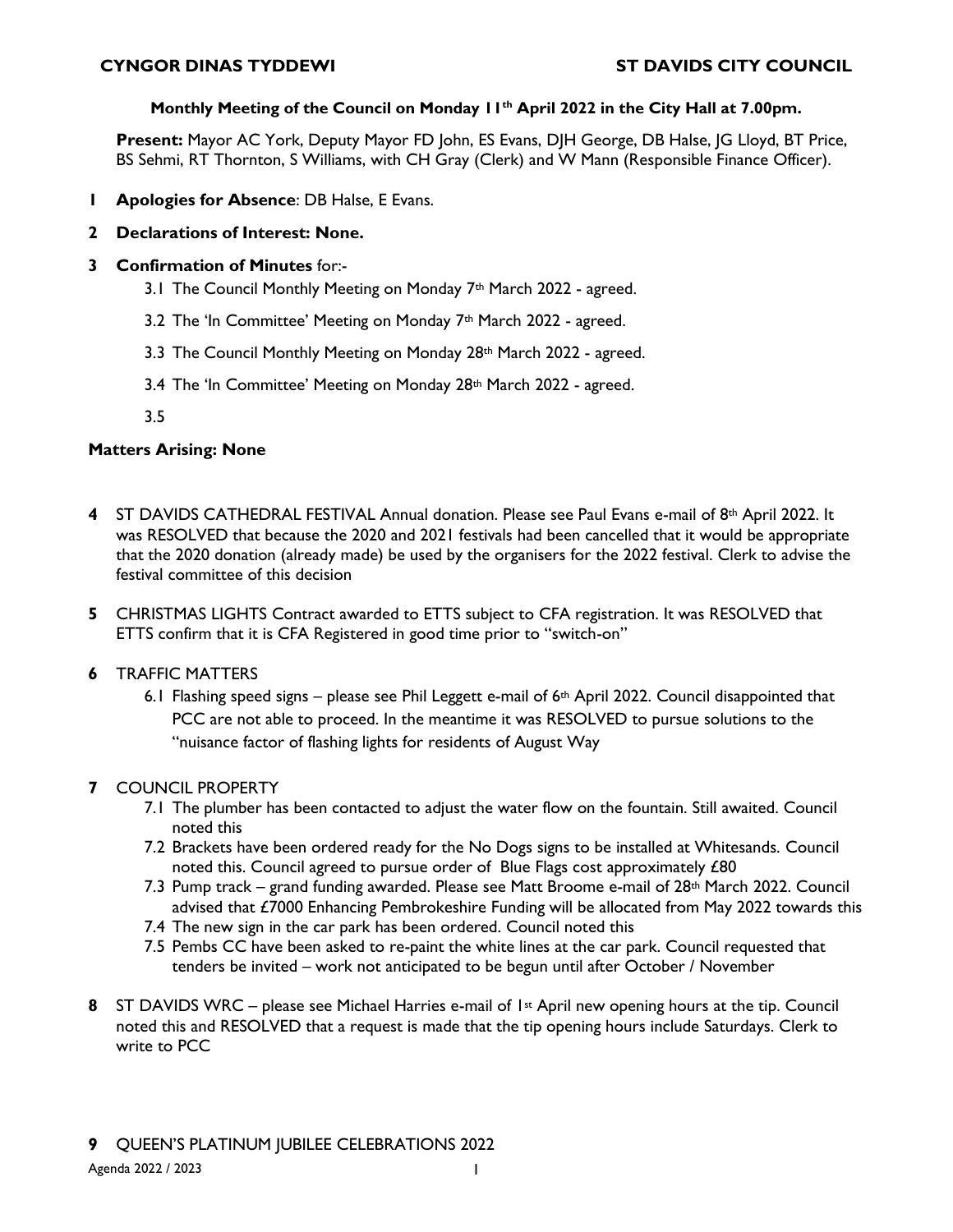**CYNGOR DINAS TYDDEWI** **ST DAVIDS CITY COUNCIL**

**Monthly Meeting of the Council on Monday 11th April 2022 in the City Hall at 7.00pm.**

**Present:** Mayor AC York, Deputy Mayor FD John, ES Evans, DJH George, DB Halse, JG Lloyd, BT Price, BS Sehmi, RT Thornton, S Williams, with CH Gray (Clerk) and W Mann (Responsible Finance Officer).

**1 Apologies for Absence**: DB Halse, E Evans.

**2 Declarations of Interest: None.**

**3 Confirmation of Minutes** for:-

3.1 The Council Monthly Meeting on Monday 7th March 2022 - agreed.

3.2 The 'In Committee' Meeting on Monday 7th March 2022 - agreed.

3.3 The Council Monthly Meeting on Monday 28th March 2022 - agreed.

3.4 The 'In Committee' Meeting on Monday 28th March 2022 - agreed.

3.5

**Matters Arising: None**

**4** ST DAVIDS CATHEDRAL FESTIVAL Annual donation. Please see Paul Evans e-mail of 8th April 2022. It was RESOLVED that because the 2020 and 2021 festivals had been cancelled that it would be appropriate that the 2020 donation (already made) be used by the organisers for the 2022 festival. Clerk to advise the festival committee of this decision

**5** CHRISTMAS LIGHTS Contract awarded to ETTS subject to CFA registration. It was RESOLVED that ETTS confirm that it is CFA Registered in good time prior to "switch-on"

**6** TRAFFIC MATTERS

6.1 Flashing speed signs – please see Phil Leggett e-mail of 6th April 2022. Council disappointed that PCC are not able to proceed. In the meantime it was RESOLVED to pursue solutions to the "nuisance factor of flashing lights for residents of August Way

**7** COUNCIL PROPERTY

7.1 The plumber has been contacted to adjust the water flow on the fountain. Still awaited. Council noted this

7.2 Brackets have been ordered ready for the No Dogs signs to be installed at Whitesands. Council noted this. Council agreed to pursue order of Blue Flags cost approximately £80

7.3 Pump track – grand funding awarded. Please see Matt Broome e-mail of 28th March 2022. Council advised that £7000 Enhancing Pembrokeshire Funding will be allocated from May 2022 towards this

7.4 The new sign in the car park has been ordered. Council noted this

7.5 Pembs CC have been asked to re-paint the white lines at the car park. Council requested that tenders be invited – work not anticipated to be begun until after October / November

**8** ST DAVIDS WRC – please see Michael Harries e-mail of 1st April new opening hours at the tip. Council noted this and RESOLVED that a request is made that the tip opening hours include Saturdays. Clerk to write to PCC

**9** QUEEN'S PLATINUM JUBILEE CELEBRATIONS 2022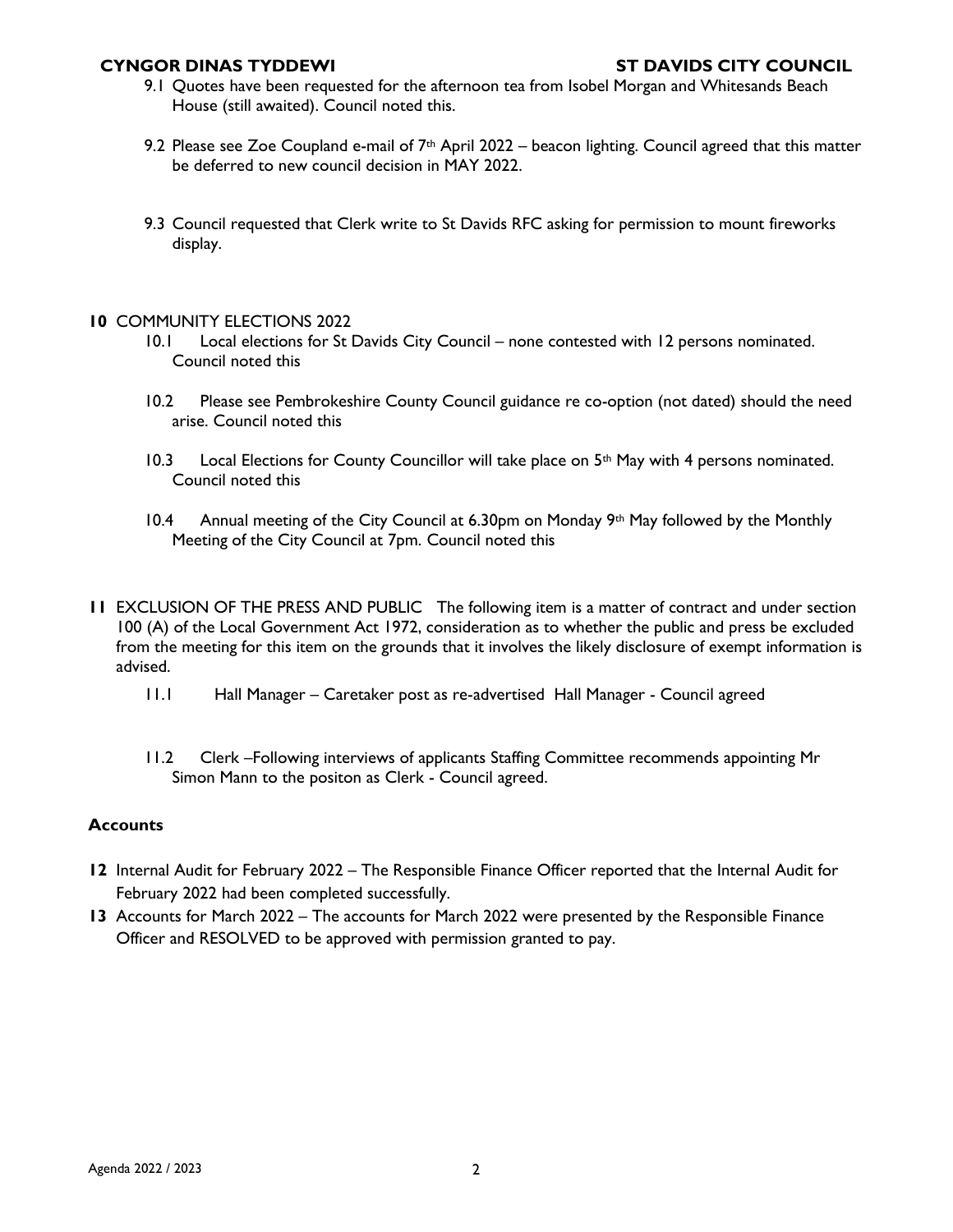9.1 Quotes have been requested for the afternoon tea from Isobel Morgan and Whitesands Beach House (still awaited). Council noted this.

9.2 Please see Zoe Coupland e-mail of 7th April 2022 – beacon lighting. Council agreed that this matter be deferred to new council decision in MAY 2022.

9.3 Council requested that Clerk write to St Davids RFC asking for permission to mount fireworks display.

**10** COMMUNITY ELECTIONS 2022

10.1 Local elections for St Davids City Council – none contested with 12 persons nominated. Council noted this

10.2 Please see Pembrokeshire County Council guidance re co-option (not dated) should the need arise. Council noted this

10.3 Local Elections for County Councillor will take place on 5th May with 4 persons nominated. Council noted this

10.4 Annual meeting of the City Council at 6.30pm on Monday 9th May followed by the Monthly Meeting of the City Council at 7pm. Council noted this

**11** EXCLUSION OF THE PRESS AND PUBLIC The following item is a matter of contract and under section 100 (A) of the Local Government Act 1972, consideration as to whether the public and press be excluded from the meeting for this item on the grounds that it involves the likely disclosure of exempt information is advised.

11.1 Hall Manager – Caretaker post as re-advertised Hall Manager - Council agreed

11.2 Clerk –Following interviews of applicants Staffing Committee recommends appointing Mr Simon Mann to the positon as Clerk - Council agreed.

**Accounts**

**12** Internal Audit for February 2022 – The Responsible Finance Officer reported that the Internal Audit for February 2022 had been completed successfully.

**13** Accounts for March 2022 – The accounts for March 2022 were presented by the Responsible Finance Officer and RESOLVED to be approved with permission granted to pay.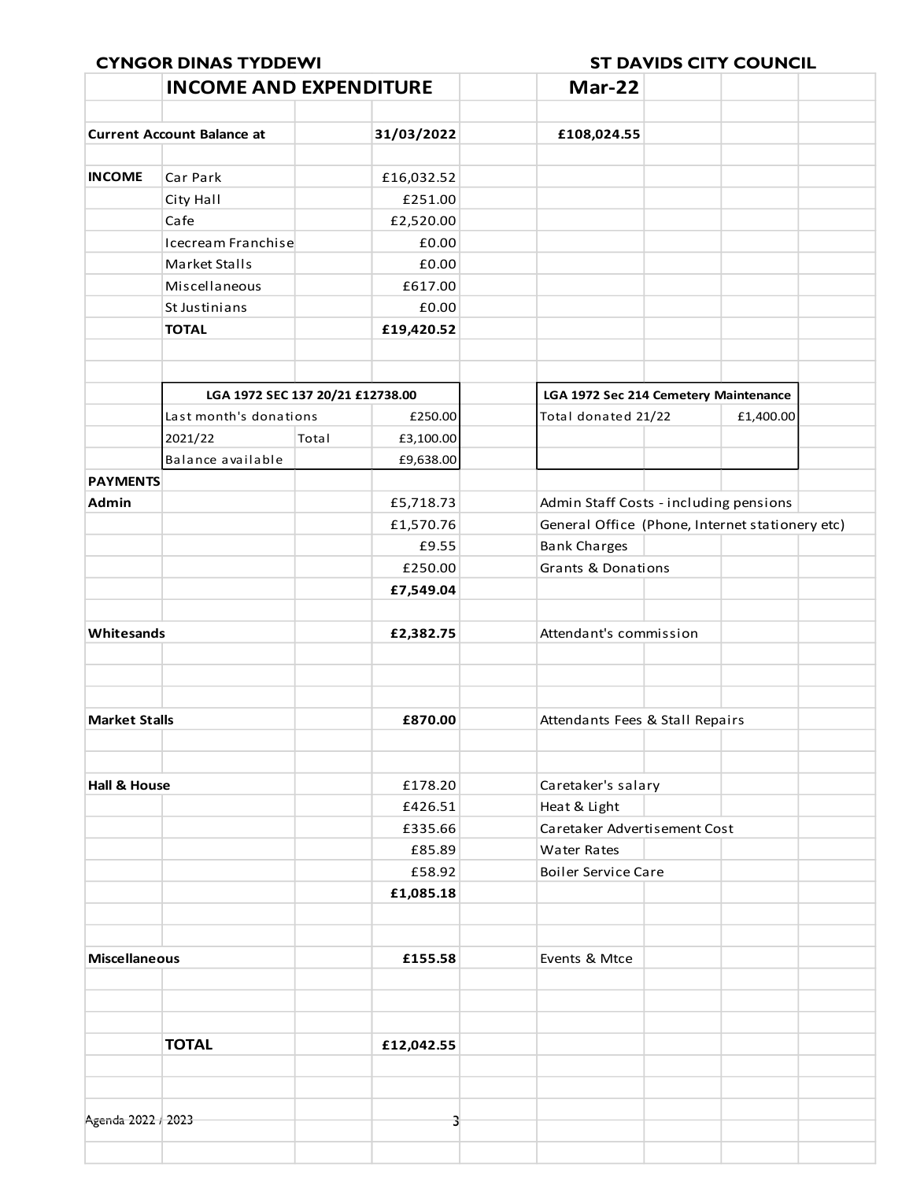**CYNGOR DINAS TYDDEWI** **ST DAVIDS CITY COUNCIL**

## INCOME AND EXPENDITURE Mar-22

| | | | | |
|---|---|---|---|---|
| **Current Account Balance at** | | **31/03/2022** | **£108,024.55** | |
| | | | | |
| **INCOME** | Car Park | £16,032.52 | | |
| | City Hall | £251.00 | | |
| | Cafe | £2,520.00 | | |
| | Icecream Franchise | £0.00 | | |
| | Market Stalls | £0.00 | | |
| | Miscellaneous | £617.00 | | |
| | St Justinians | £0.00 | | |
| | **TOTAL** | **£19,420.52** | | |

| LGA 1972 SEC 137 20/21 £12738.00 | | |
|---|---|---|
| Last month's donations | | £250.00 |
| 2021/22 | Total | £3,100.00 |
| Balance available | | £9,638.00 |

| LGA 1972 Sec 214 Cemetery Maintenance | |
|---|---|
| Total donated 21/22 | £1,400.00 |

| | | |
|---|---|---|
| **PAYMENTS** | | |
| **Admin** | £5,718.73 | Admin Staff Costs - including pensions |
| | £1,570.76 | General Office (Phone, Internet stationery etc) |
| | £9.55 | Bank Charges |
| | £250.00 | Grants & Donations |
| | **£7,549.04** | |
| | | |
| **Whitesands** | **£2,382.75** | Attendant's commission |
| | | |
| **Market Stalls** | **£870.00** | Attendants Fees & Stall Repairs |
| | | |
| **Hall & House** | £178.20 | Caretaker's salary |
| | £426.51 | Heat & Light |
| | £335.66 | Caretaker Advertisement Cost |
| | £85.89 | Water Rates |
| | £58.92 | Boiler Service Care |
| | **£1,085.18** | |
| | | |
| **Miscellaneous** | **£155.58** | Events & Mtce |
| | | |
| **TOTAL** | **£12,042.55** | |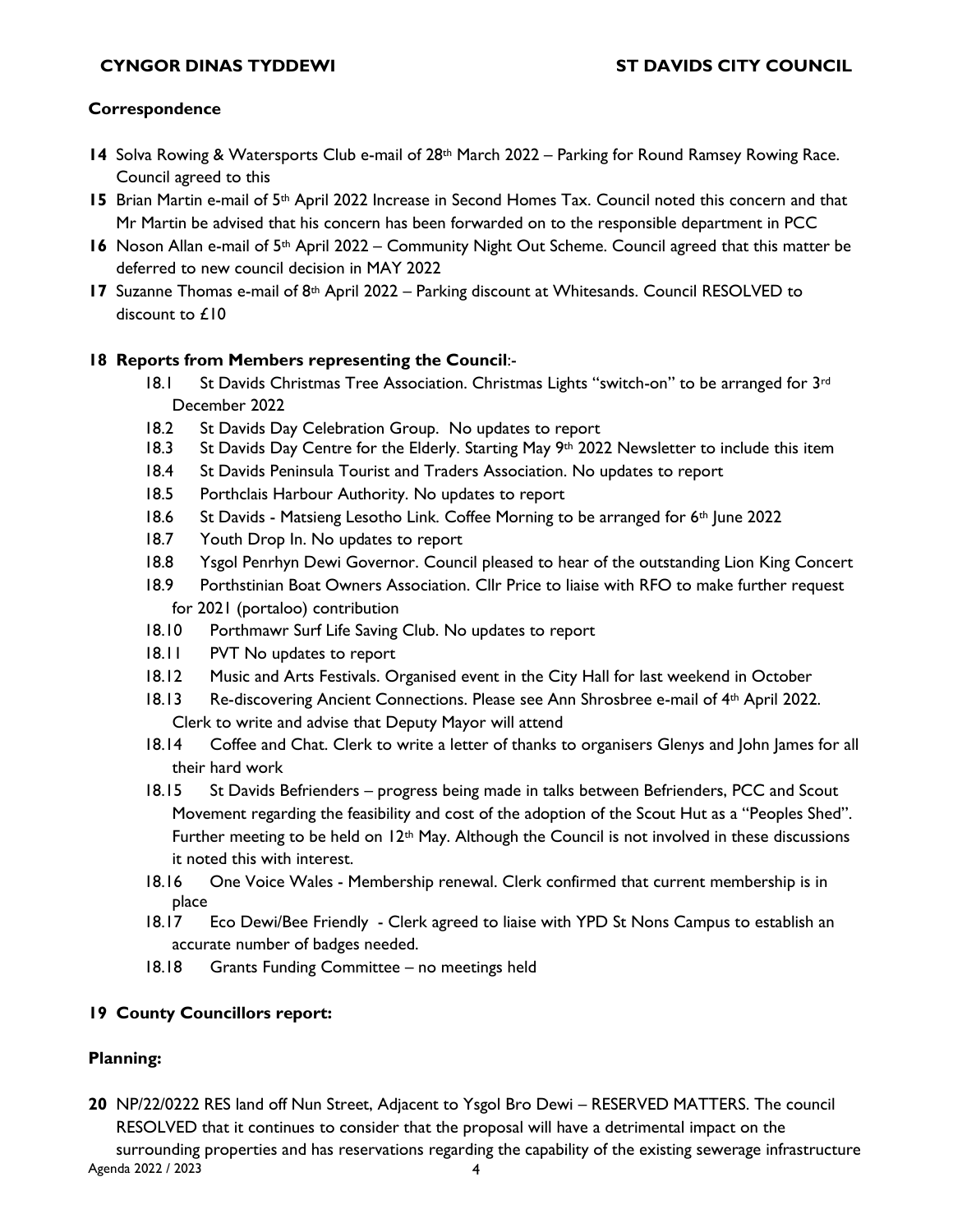**Correspondence**

**14** Solva Rowing & Watersports Club e-mail of 28th March 2022 – Parking for Round Ramsey Rowing Race. Council agreed to this

**15** Brian Martin e-mail of 5th April 2022 Increase in Second Homes Tax. Council noted this concern and that Mr Martin be advised that his concern has been forwarded on to the responsible department in PCC

**16** Noson Allan e-mail of 5th April 2022 – Community Night Out Scheme. Council agreed that this matter be deferred to new council decision in MAY 2022

**17** Suzanne Thomas e-mail of 8th April 2022 – Parking discount at Whitesands. Council RESOLVED to discount to £10

**18 Reports from Members representing the Council**:-

- 18.1 St Davids Christmas Tree Association. Christmas Lights "switch-on" to be arranged for 3rd December 2022
- 18.2 St Davids Day Celebration Group. No updates to report
- 18.3 St Davids Day Centre for the Elderly. Starting May 9th 2022 Newsletter to include this item
- 18.4 St Davids Peninsula Tourist and Traders Association. No updates to report
- 18.5 Porthclais Harbour Authority. No updates to report
- 18.6 St Davids - Matsieng Lesotho Link. Coffee Morning to be arranged for 6th June 2022
- 18.7 Youth Drop In. No updates to report
- 18.8 Ysgol Penrhyn Dewi Governor. Council pleased to hear of the outstanding Lion King Concert
- 18.9 Porthstinian Boat Owners Association. Cllr Price to liaise with RFO to make further request for 2021 (portaloo) contribution
- 18.10 Porthmawr Surf Life Saving Club. No updates to report
- 18.11 PVT No updates to report
- 18.12 Music and Arts Festivals. Organised event in the City Hall for last weekend in October
- 18.13 Re-discovering Ancient Connections. Please see Ann Shrosbree e-mail of 4th April 2022. Clerk to write and advise that Deputy Mayor will attend
- 18.14 Coffee and Chat. Clerk to write a letter of thanks to organisers Glenys and John James for all their hard work
- 18.15 St Davids Befrienders – progress being made in talks between Befrienders, PCC and Scout Movement regarding the feasibility and cost of the adoption of the Scout Hut as a "Peoples Shed". Further meeting to be held on 12th May. Although the Council is not involved in these discussions it noted this with interest.
- 18.16 One Voice Wales - Membership renewal. Clerk confirmed that current membership is in place
- 18.17 Eco Dewi/Bee Friendly - Clerk agreed to liaise with YPD St Nons Campus to establish an accurate number of badges needed.
- 18.18 Grants Funding Committee – no meetings held

**19 County Councillors report:**

**Planning:**

**20** NP/22/0222 RES land off Nun Street, Adjacent to Ysgol Bro Dewi – RESERVED MATTERS. The council RESOLVED that it continues to consider that the proposal will have a detrimental impact on the surrounding properties and has reservations regarding the capability of the existing sewerage infrastructure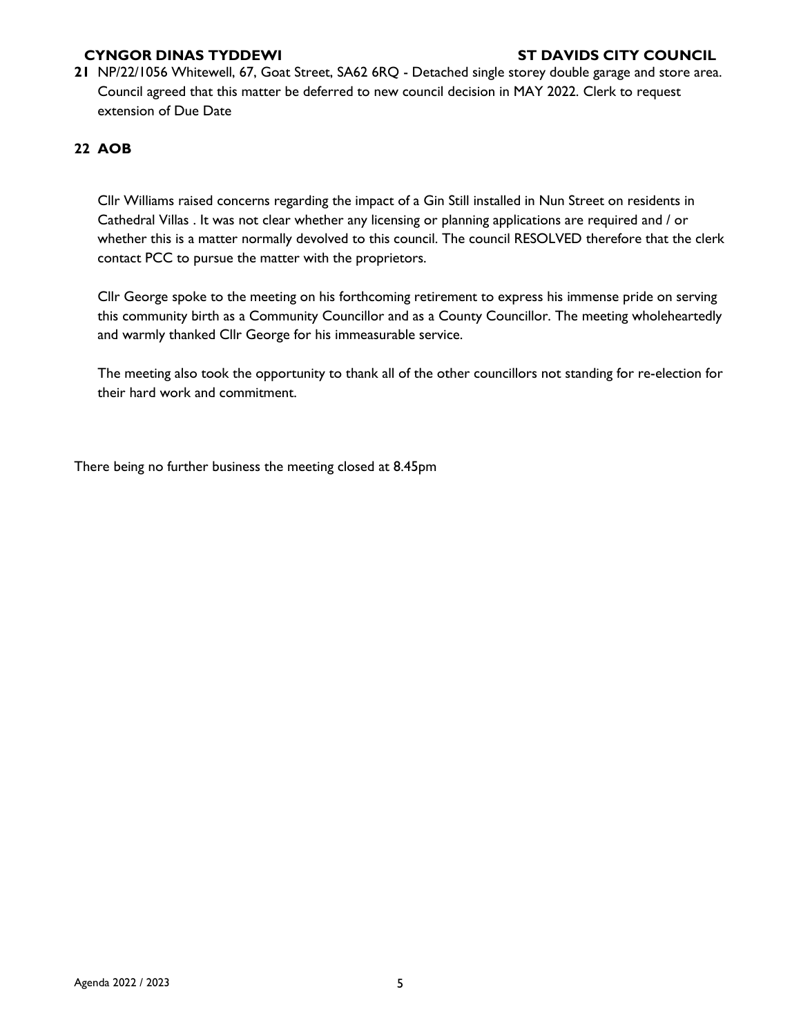**21** NP/22/1056 Whitewell, 67, Goat Street, SA62 6RQ - Detached single storey double garage and store area. Council agreed that this matter be deferred to new council decision in MAY 2022. Clerk to request extension of Due Date

## 22 AOB

Cllr Williams raised concerns regarding the impact of a Gin Still installed in Nun Street on residents in Cathedral Villas . It was not clear whether any licensing or planning applications are required and / or whether this is a matter normally devolved to this council. The council RESOLVED therefore that the clerk contact PCC to pursue the matter with the proprietors.

Cllr George spoke to the meeting on his forthcoming retirement to express his immense pride on serving this community birth as a Community Councillor and as a County Councillor. The meeting wholeheartedly and warmly thanked Cllr George for his immeasurable service.

The meeting also took the opportunity to thank all of the other councillors not standing for re-election for their hard work and commitment.

There being no further business the meeting closed at 8.45pm